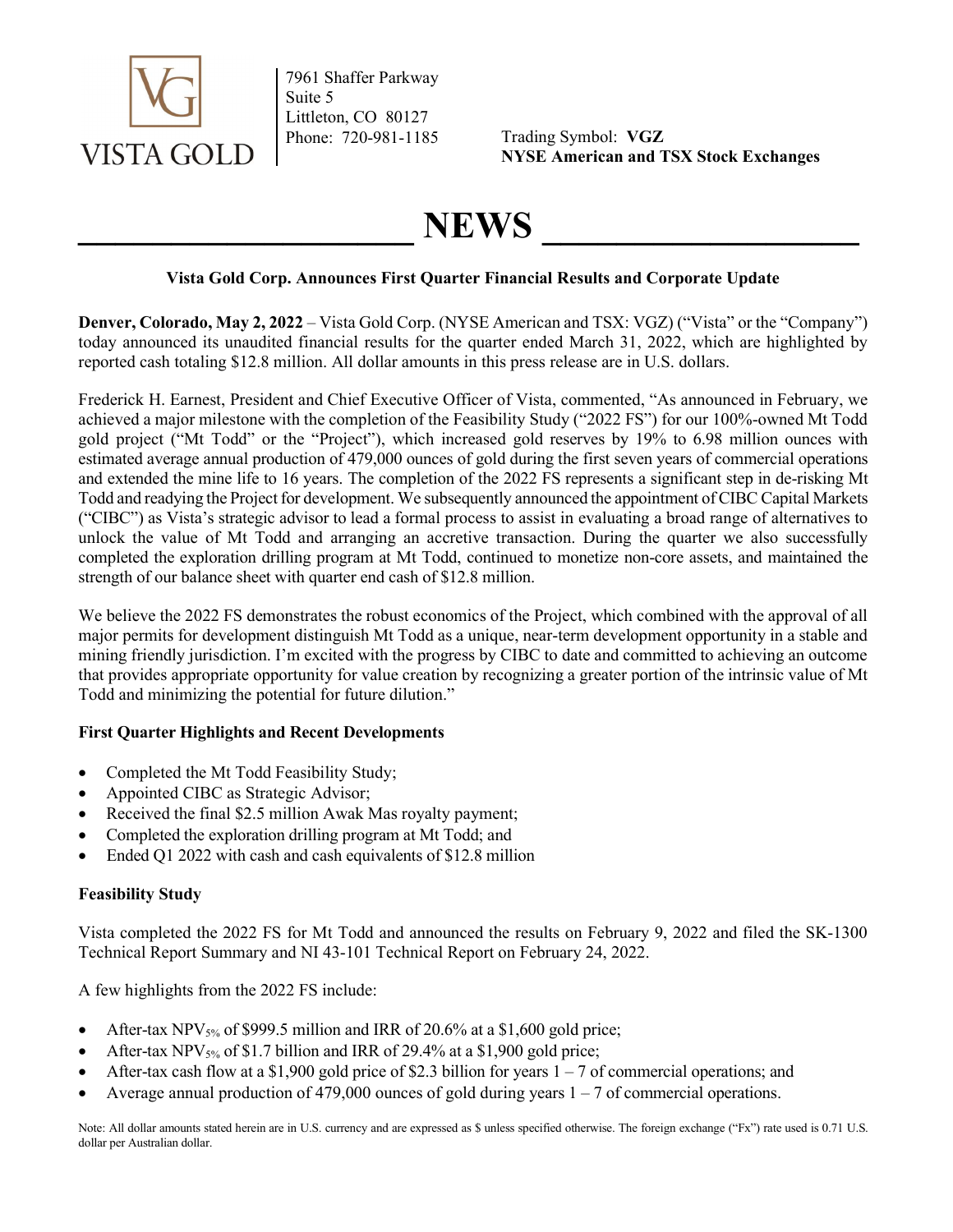VISTA GOLD

7961 Shaffer Parkway
Suite 5
Littleton, CO 80127
Phone: 720-981-1185

Trading Symbol: **VGZ**
**NYSE American and TSX Stock Exchanges**

# NEWS

**Vista Gold Corp. Announces First Quarter Financial Results and Corporate Update**

**Denver, Colorado, May 2, 2022** – Vista Gold Corp. (NYSE American and TSX: VGZ) ("Vista" or the "Company") today announced its unaudited financial results for the quarter ended March 31, 2022, which are highlighted by reported cash totaling $12.8 million. All dollar amounts in this press release are in U.S. dollars.

Frederick H. Earnest, President and Chief Executive Officer of Vista, commented, "As announced in February, we achieved a major milestone with the completion of the Feasibility Study ("2022 FS") for our 100%-owned Mt Todd gold project ("Mt Todd" or the "Project"), which increased gold reserves by 19% to 6.98 million ounces with estimated average annual production of 479,000 ounces of gold during the first seven years of commercial operations and extended the mine life to 16 years. The completion of the 2022 FS represents a significant step in de-risking Mt Todd and readying the Project for development. We subsequently announced the appointment of CIBC Capital Markets ("CIBC") as Vista's strategic advisor to lead a formal process to assist in evaluating a broad range of alternatives to unlock the value of Mt Todd and arranging an accretive transaction. During the quarter we also successfully completed the exploration drilling program at Mt Todd, continued to monetize non-core assets, and maintained the strength of our balance sheet with quarter end cash of $12.8 million.

We believe the 2022 FS demonstrates the robust economics of the Project, which combined with the approval of all major permits for development distinguish Mt Todd as a unique, near-term development opportunity in a stable and mining friendly jurisdiction. I'm excited with the progress by CIBC to date and committed to achieving an outcome that provides appropriate opportunity for value creation by recognizing a greater portion of the intrinsic value of Mt Todd and minimizing the potential for future dilution."

**First Quarter Highlights and Recent Developments**

- Completed the Mt Todd Feasibility Study;
- Appointed CIBC as Strategic Advisor;
- Received the final $2.5 million Awak Mas royalty payment;
- Completed the exploration drilling program at Mt Todd; and
- Ended Q1 2022 with cash and cash equivalents of $12.8 million

**Feasibility Study**

Vista completed the 2022 FS for Mt Todd and announced the results on February 9, 2022 and filed the SK-1300 Technical Report Summary and NI 43-101 Technical Report on February 24, 2022.

A few highlights from the 2022 FS include:

- After-tax $NPV_{5\%}$ of $999.5 million and IRR of 20.6% at a $1,600 gold price;
- After-tax $NPV_{5\%}$ of $1.7 billion and IRR of 29.4% at a $1,900 gold price;
- After-tax cash flow at a $1,900 gold price of $2.3 billion for years 1 – 7 of commercial operations; and
- Average annual production of 479,000 ounces of gold during years 1 – 7 of commercial operations.

Note: All dollar amounts stated herein are in U.S. currency and are expressed as $ unless specified otherwise. The foreign exchange ("Fx") rate used is 0.71 U.S. dollar per Australian dollar.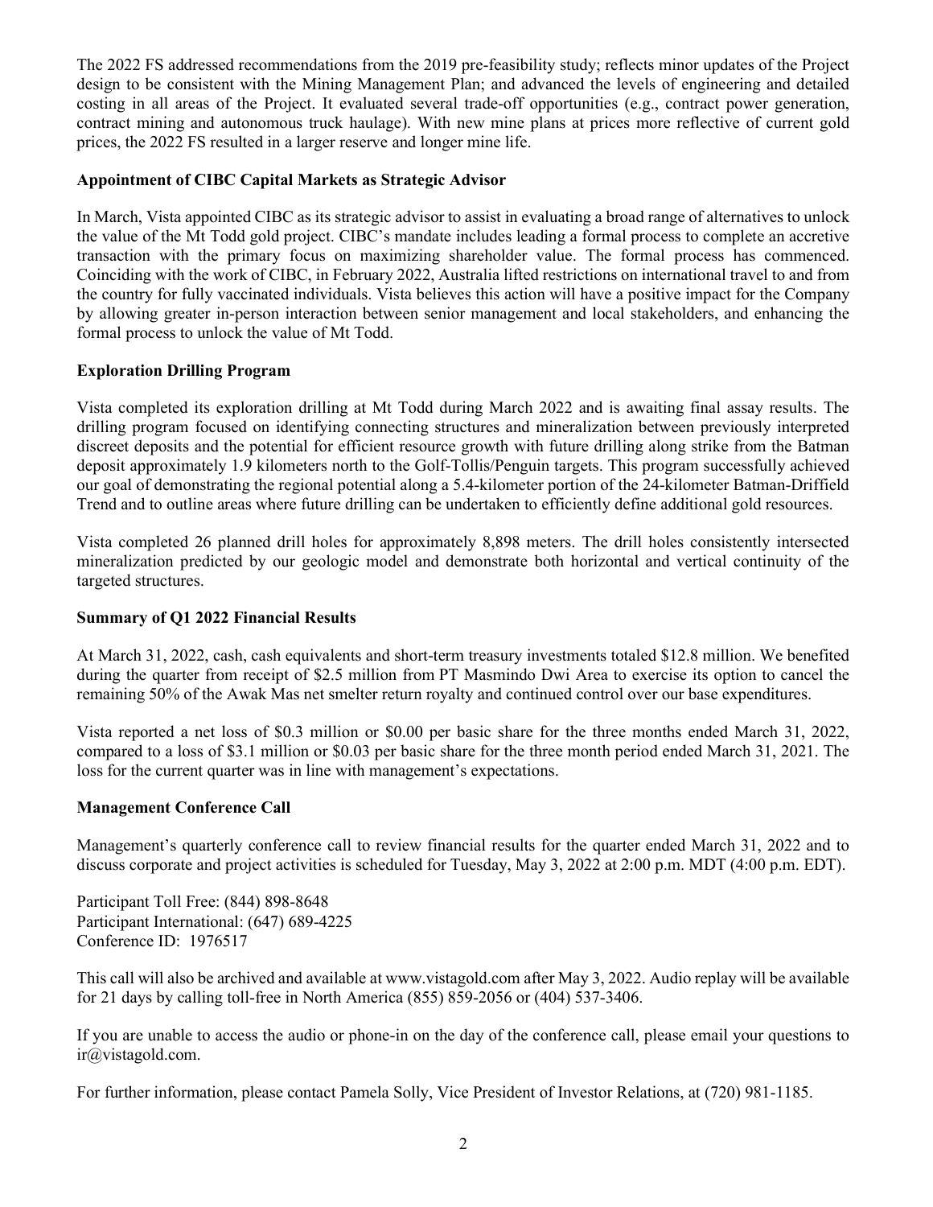The 2022 FS addressed recommendations from the 2019 pre-feasibility study; reflects minor updates of the Project design to be consistent with the Mining Management Plan; and advanced the levels of engineering and detailed costing in all areas of the Project. It evaluated several trade-off opportunities (e.g., contract power generation, contract mining and autonomous truck haulage). With new mine plans at prices more reflective of current gold prices, the 2022 FS resulted in a larger reserve and longer mine life.

**Appointment of CIBC Capital Markets as Strategic Advisor**

In March, Vista appointed CIBC as its strategic advisor to assist in evaluating a broad range of alternatives to unlock the value of the Mt Todd gold project. CIBC's mandate includes leading a formal process to complete an accretive transaction with the primary focus on maximizing shareholder value. The formal process has commenced. Coinciding with the work of CIBC, in February 2022, Australia lifted restrictions on international travel to and from the country for fully vaccinated individuals. Vista believes this action will have a positive impact for the Company by allowing greater in-person interaction between senior management and local stakeholders, and enhancing the formal process to unlock the value of Mt Todd.

**Exploration Drilling Program**

Vista completed its exploration drilling at Mt Todd during March 2022 and is awaiting final assay results. The drilling program focused on identifying connecting structures and mineralization between previously interpreted discreet deposits and the potential for efficient resource growth with future drilling along strike from the Batman deposit approximately 1.9 kilometers north to the Golf-Tollis/Penguin targets. This program successfully achieved our goal of demonstrating the regional potential along a 5.4-kilometer portion of the 24-kilometer Batman-Driffield Trend and to outline areas where future drilling can be undertaken to efficiently define additional gold resources.

Vista completed 26 planned drill holes for approximately 8,898 meters. The drill holes consistently intersected mineralization predicted by our geologic model and demonstrate both horizontal and vertical continuity of the targeted structures.

**Summary of Q1 2022 Financial Results**

At March 31, 2022, cash, cash equivalents and short-term treasury investments totaled $12.8 million. We benefited during the quarter from receipt of $2.5 million from PT Masmindo Dwi Area to exercise its option to cancel the remaining 50% of the Awak Mas net smelter return royalty and continued control over our base expenditures.

Vista reported a net loss of $0.3 million or $0.00 per basic share for the three months ended March 31, 2022, compared to a loss of $3.1 million or $0.03 per basic share for the three month period ended March 31, 2021. The loss for the current quarter was in line with management's expectations.

**Management Conference Call**

Management's quarterly conference call to review financial results for the quarter ended March 31, 2022 and to discuss corporate and project activities is scheduled for Tuesday, May 3, 2022 at 2:00 p.m. MDT (4:00 p.m. EDT).

Participant Toll Free: (844) 898-8648
Participant International: (647) 689-4225
Conference ID: 1976517

This call will also be archived and available at www.vistagold.com after May 3, 2022. Audio replay will be available for 21 days by calling toll-free in North America (855) 859-2056 or (404) 537-3406.

If you are unable to access the audio or phone-in on the day of the conference call, please email your questions to ir@vistagold.com.

For further information, please contact Pamela Solly, Vice President of Investor Relations, at (720) 981-1185.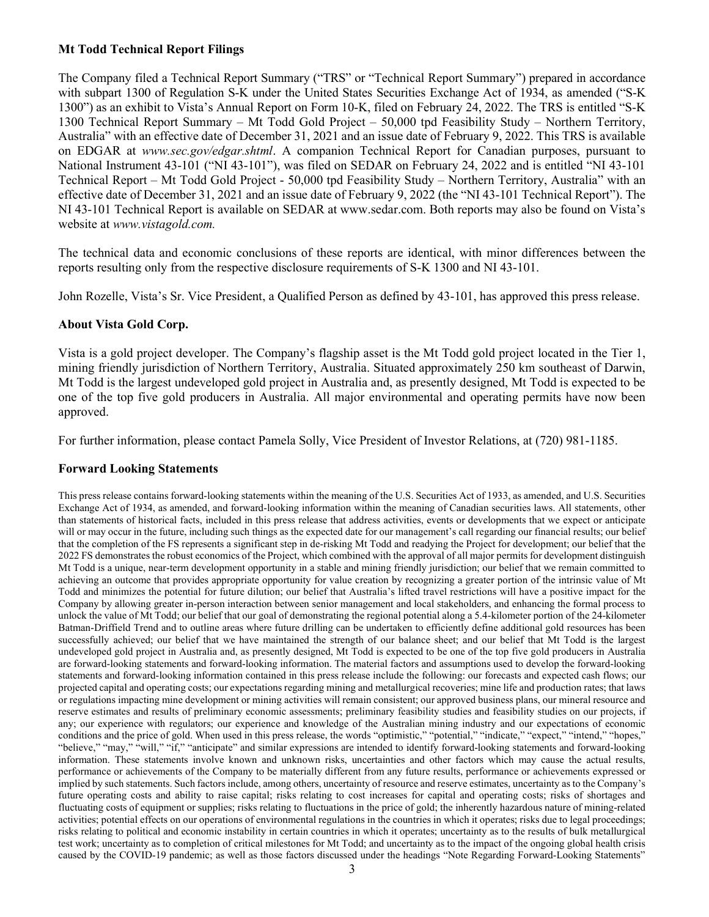### Mt Todd Technical Report Filings

The Company filed a Technical Report Summary ("TRS" or "Technical Report Summary") prepared in accordance with subpart 1300 of Regulation S-K under the United States Securities Exchange Act of 1934, as amended ("S-K 1300") as an exhibit to Vista's Annual Report on Form 10-K, filed on February 24, 2022. The TRS is entitled "S-K 1300 Technical Report Summary – Mt Todd Gold Project – 50,000 tpd Feasibility Study – Northern Territory, Australia" with an effective date of December 31, 2021 and an issue date of February 9, 2022. This TRS is available on EDGAR at *www.sec.gov/edgar.shtml*. A companion Technical Report for Canadian purposes, pursuant to National Instrument 43-101 ("NI 43-101"), was filed on SEDAR on February 24, 2022 and is entitled "NI 43-101 Technical Report – Mt Todd Gold Project - 50,000 tpd Feasibility Study – Northern Territory, Australia" with an effective date of December 31, 2021 and an issue date of February 9, 2022 (the "NI 43-101 Technical Report"). The NI 43-101 Technical Report is available on SEDAR at www.sedar.com. Both reports may also be found on Vista's website at *www.vistagold.com.*

The technical data and economic conclusions of these reports are identical, with minor differences between the reports resulting only from the respective disclosure requirements of S-K 1300 and NI 43-101.

John Rozelle, Vista's Sr. Vice President, a Qualified Person as defined by 43-101, has approved this press release.

### About Vista Gold Corp.

Vista is a gold project developer. The Company's flagship asset is the Mt Todd gold project located in the Tier 1, mining friendly jurisdiction of Northern Territory, Australia. Situated approximately 250 km southeast of Darwin, Mt Todd is the largest undeveloped gold project in Australia and, as presently designed, Mt Todd is expected to be one of the top five gold producers in Australia. All major environmental and operating permits have now been approved.

For further information, please contact Pamela Solly, Vice President of Investor Relations, at (720) 981-1185.

### Forward Looking Statements

This press release contains forward-looking statements within the meaning of the U.S. Securities Act of 1933, as amended, and U.S. Securities Exchange Act of 1934, as amended, and forward-looking information within the meaning of Canadian securities laws. All statements, other than statements of historical facts, included in this press release that address activities, events or developments that we expect or anticipate will or may occur in the future, including such things as the expected date for our management's call regarding our financial results; our belief that the completion of the FS represents a significant step in de-risking Mt Todd and readying the Project for development; our belief that the 2022 FS demonstrates the robust economics of the Project, which combined with the approval of all major permits for development distinguish Mt Todd is a unique, near-term development opportunity in a stable and mining friendly jurisdiction; our belief that we remain committed to achieving an outcome that provides appropriate opportunity for value creation by recognizing a greater portion of the intrinsic value of Mt Todd and minimizes the potential for future dilution; our belief that Australia's lifted travel restrictions will have a positive impact for the Company by allowing greater in-person interaction between senior management and local stakeholders, and enhancing the formal process to unlock the value of Mt Todd; our belief that our goal of demonstrating the regional potential along a 5.4-kilometer portion of the 24-kilometer Batman-Driffield Trend and to outline areas where future drilling can be undertaken to efficiently define additional gold resources has been successfully achieved; our belief that we have maintained the strength of our balance sheet; and our belief that Mt Todd is the largest undeveloped gold project in Australia and, as presently designed, Mt Todd is expected to be one of the top five gold producers in Australia are forward-looking statements and forward-looking information. The material factors and assumptions used to develop the forward-looking statements and forward-looking information contained in this press release include the following: our forecasts and expected cash flows; our projected capital and operating costs; our expectations regarding mining and metallurgical recoveries; mine life and production rates; that laws or regulations impacting mine development or mining activities will remain consistent; our approved business plans, our mineral resource and reserve estimates and results of preliminary economic assessments; preliminary feasibility studies and feasibility studies on our projects, if any; our experience with regulators; our experience and knowledge of the Australian mining industry and our expectations of economic conditions and the price of gold. When used in this press release, the words "optimistic," "potential," "indicate," "expect," "intend," "hopes," "believe," "may," "will," "if," "anticipate" and similar expressions are intended to identify forward-looking statements and forward-looking information. These statements involve known and unknown risks, uncertainties and other factors which may cause the actual results, performance or achievements of the Company to be materially different from any future results, performance or achievements expressed or implied by such statements. Such factors include, among others, uncertainty of resource and reserve estimates, uncertainty as to the Company's future operating costs and ability to raise capital; risks relating to cost increases for capital and operating costs; risks of shortages and fluctuating costs of equipment or supplies; risks relating to fluctuations in the price of gold; the inherently hazardous nature of mining-related activities; potential effects on our operations of environmental regulations in the countries in which it operates; risks due to legal proceedings; risks relating to political and economic instability in certain countries in which it operates; uncertainty as to the results of bulk metallurgical test work; uncertainty as to completion of critical milestones for Mt Todd; and uncertainty as to the impact of the ongoing global health crisis caused by the COVID-19 pandemic; as well as those factors discussed under the headings "Note Regarding Forward-Looking Statements"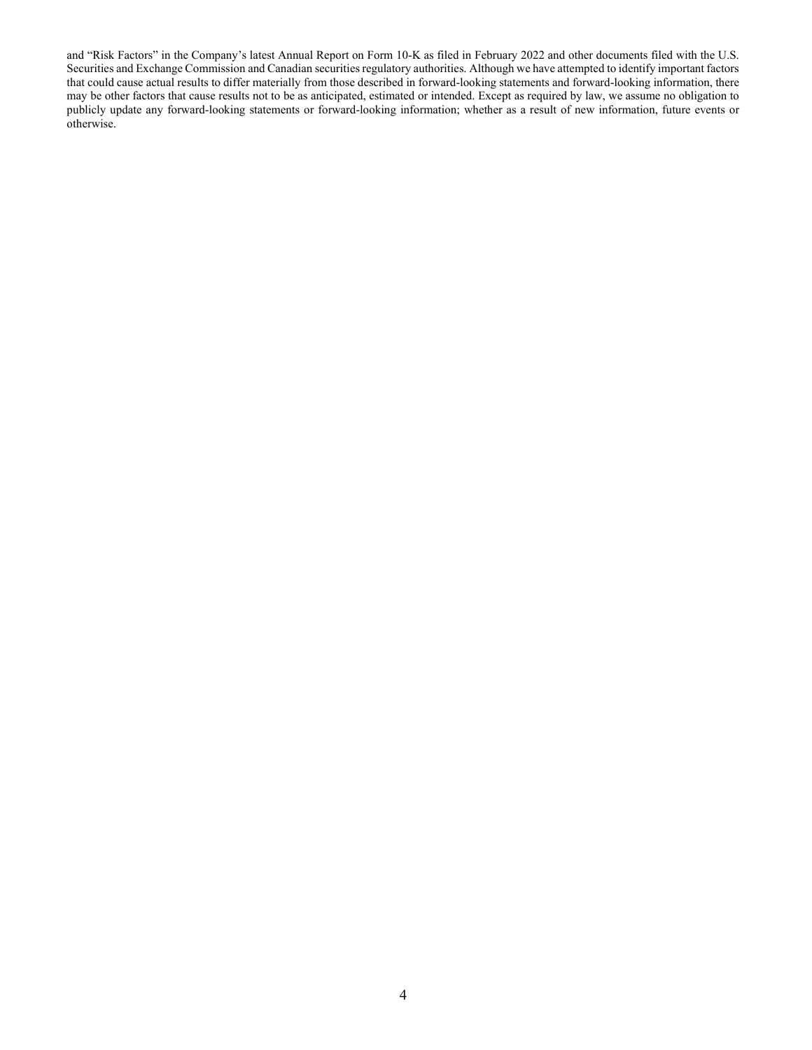and "Risk Factors" in the Company's latest Annual Report on Form 10-K as filed in February 2022 and other documents filed with the U.S. Securities and Exchange Commission and Canadian securities regulatory authorities. Although we have attempted to identify important factors that could cause actual results to differ materially from those described in forward-looking statements and forward-looking information, there may be other factors that cause results not to be as anticipated, estimated or intended. Except as required by law, we assume no obligation to publicly update any forward-looking statements or forward-looking information; whether as a result of new information, future events or otherwise.